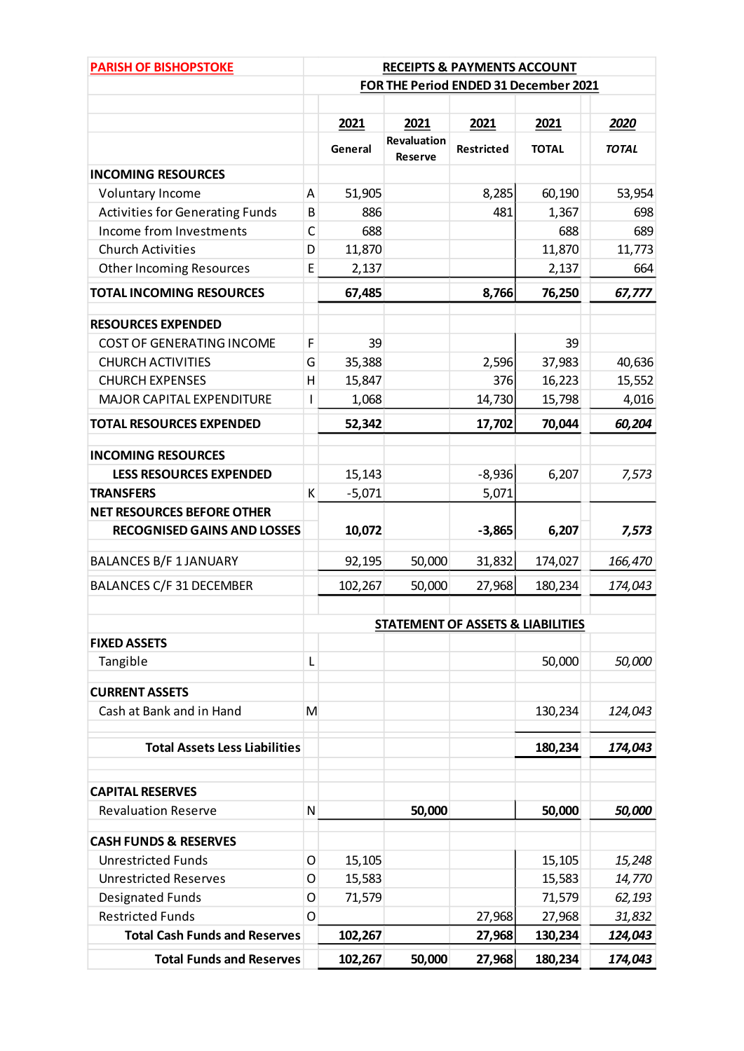| PARISH OF BISHOPSTOKE | | RECEIPTS & PAYMENTS ACCOUNT | | | | |
|---|---|---|---|---|---|---|
| | | FOR THE Period ENDED 31 December 2021 | | | | |
| | | **2021** | **2021** | **2021** | **2021** | ***2020*** |
| | | **General** | **Revaluation Reserve** | **Restricted** | **TOTAL** | ***TOTAL*** |
| **INCOMING RESOURCES** | | | | | | |
| Voluntary Income | A | 51,905 | | 8,285 | 60,190 | 53,954 |
| Activities for Generating Funds | B | 886 | | 481 | 1,367 | 698 |
| Income from Investments | C | 688 | | | 688 | 689 |
| Church Activities | D | 11,870 | | | 11,870 | 11,773 |
| Other Incoming Resources | E | 2,137 | | | 2,137 | 664 |
| **TOTAL INCOMING RESOURCES** | | **67,485** | | **8,766** | **76,250** | ***67,777*** |
| **RESOURCES EXPENDED** | | | | | | |
| COST OF GENERATING INCOME | F | 39 | | | 39 | |
| CHURCH ACTIVITIES | G | 35,388 | | 2,596 | 37,983 | 40,636 |
| CHURCH EXPENSES | H | 15,847 | | 376 | 16,223 | 15,552 |
| MAJOR CAPITAL EXPENDITURE | I | 1,068 | | 14,730 | 15,798 | 4,016 |
| **TOTAL RESOURCES EXPENDED** | | **52,342** | | **17,702** | **70,044** | ***60,204*** |
| **INCOMING RESOURCES LESS RESOURCES EXPENDED** | | 15,143 | | -8,936 | 6,207 | *7,573* |
| **TRANSFERS** | K | -5,071 | | 5,071 | | |
| **NET RESOURCES BEFORE OTHER RECOGNISED GAINS AND LOSSES** | | **10,072** | | **-3,865** | **6,207** | ***7,573*** |
| BALANCES B/F 1 JANUARY | | 92,195 | 50,000 | 31,832 | 174,027 | *166,470* |
| BALANCES C/F 31 DECEMBER | | 102,267 | 50,000 | 27,968 | 180,234 | *174,043* |
| | | STATEMENT OF ASSETS & LIABILITIES | | | | |
| **FIXED ASSETS** | | | | | | |
| Tangible | L | | | | 50,000 | *50,000* |
| **CURRENT ASSETS** | | | | | | |
| Cash at Bank and in Hand | M | | | | 130,234 | *124,043* |
| **Total Assets Less Liabilities** | | | | | **180,234** | ***174,043*** |
| **CAPITAL RESERVES** | | | | | | |
| Revaluation Reserve | N | | **50,000** | | **50,000** | ***50,000*** |
| **CASH FUNDS & RESERVES** | | | | | | |
| Unrestricted Funds | O | 15,105 | | | 15,105 | *15,248* |
| Unrestricted Reserves | O | 15,583 | | | 15,583 | *14,770* |
| Designated Funds | O | 71,579 | | | 71,579 | *62,193* |
| Restricted Funds | O | | | 27,968 | 27,968 | *31,832* |
| **Total Cash Funds and Reserves** | | **102,267** | | **27,968** | **130,234** | ***124,043*** |
| **Total Funds and Reserves** | | **102,267** | **50,000** | **27,968** | **180,234** | ***174,043*** |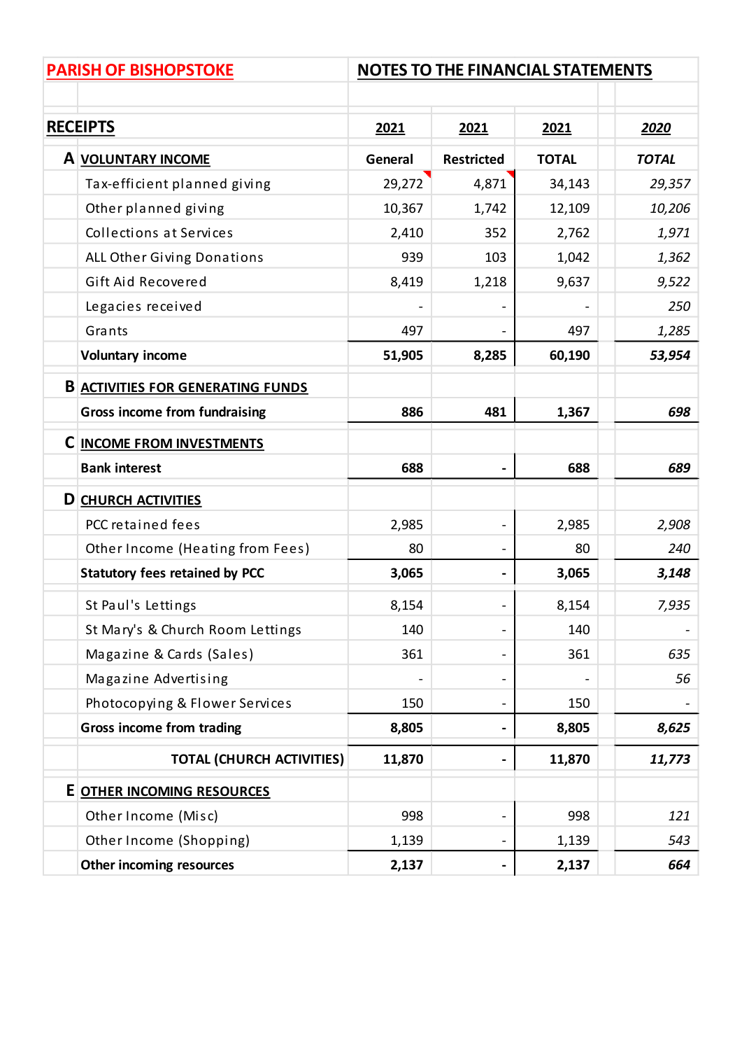**PARISH OF BISHOPSTOKE** — **NOTES TO THE FINANCIAL STATEMENTS**

| **RECEIPTS** | **2021** | **2021** | **2021** | ***2020*** |
|---|---|---|---|---|
| **A VOLUNTARY INCOME** | **General** | **Restricted** | **TOTAL** | ***TOTAL*** |
| Tax-efficient planned giving | 29,272 | 4,871 | 34,143 | *29,357* |
| Other planned giving | 10,367 | 1,742 | 12,109 | *10,206* |
| Collections at Services | 2,410 | 352 | 2,762 | *1,971* |
| ALL Other Giving Donations | 939 | 103 | 1,042 | *1,362* |
| Gift Aid Recovered | 8,419 | 1,218 | 9,637 | *9,522* |
| Legacies received | - | - | - | *250* |
| Grants | 497 | - | 497 | *1,285* |
| **Voluntary income** | **51,905** | **8,285** | **60,190** | ***53,954*** |
| **B ACTIVITIES FOR GENERATING FUNDS** | | | | |
| **Gross income from fundraising** | **886** | **481** | **1,367** | ***698*** |
| **C INCOME FROM INVESTMENTS** | | | | |
| **Bank interest** | **688** | **-** | **688** | ***689*** |
| **D CHURCH ACTIVITIES** | | | | |
| PCC retained fees | 2,985 | - | 2,985 | *2,908* |
| Other Income (Heating from Fees) | 80 | - | 80 | *240* |
| **Statutory fees retained by PCC** | **3,065** | **-** | **3,065** | ***3,148*** |
| St Paul's Lettings | 8,154 | - | 8,154 | *7,935* |
| St Mary's & Church Room Lettings | 140 | - | 140 | *-* |
| Magazine & Cards (Sales) | 361 | - | 361 | *635* |
| Magazine Advertising | - | - | - | *56* |
| Photocopying & Flower Services | 150 | - | 150 | *-* |
| **Gross income from trading** | **8,805** | **-** | **8,805** | ***8,625*** |
| **TOTAL (CHURCH ACTIVITIES)** | **11,870** | **-** | **11,870** | ***11,773*** |
| **E OTHER INCOMING RESOURCES** | | | | |
| Other Income (Misc) | 998 | - | 998 | *121* |
| Other Income (Shopping) | 1,139 | - | 1,139 | *543* |
| **Other incoming resources** | **2,137** | **-** | **2,137** | ***664*** |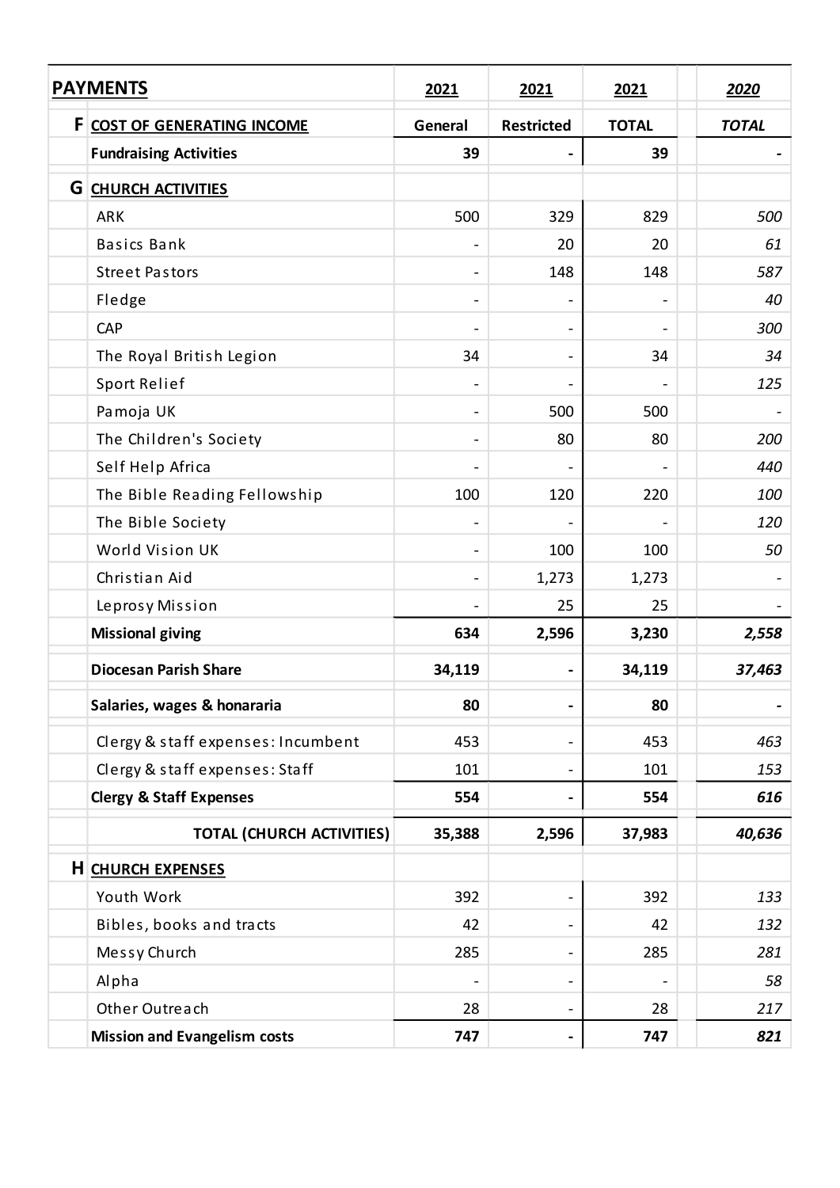| PAYMENTS | | 2021 | 2021 | 2021 | 2020 |
|---|---|---|---|---|---|
| **F** | **COST OF GENERATING INCOME** | **General** | **Restricted** | **TOTAL** | ***TOTAL*** |
| | **Fundraising Activities** | **39** | **-** | **39** | ***-*** |
| **G** | **CHURCH ACTIVITIES** | | | | |
| | ARK | 500 | 329 | 829 | *500* |
| | Basics Bank | - | 20 | 20 | *61* |
| | Street Pastors | - | 148 | 148 | *587* |
| | Fledge | - | - | - | *40* |
| | CAP | - | - | - | *300* |
| | The Royal British Legion | 34 | - | 34 | *34* |
| | Sport Relief | - | - | - | *125* |
| | Pamoja UK | - | 500 | 500 | *-* |
| | The Children's Society | - | 80 | 80 | *200* |
| | Self Help Africa | - | - | - | *440* |
| | The Bible Reading Fellowship | 100 | 120 | 220 | *100* |
| | The Bible Society | - | - | - | *120* |
| | World Vision UK | - | 100 | 100 | *50* |
| | Christian Aid | - | 1,273 | 1,273 | *-* |
| | Leprosy Mission | - | 25 | 25 | *-* |
| | **Missional giving** | **634** | **2,596** | **3,230** | ***2,558*** |
| | **Diocesan Parish Share** | **34,119** | **-** | **34,119** | ***37,463*** |
| | **Salaries, wages & honararia** | **80** | **-** | **80** | ***-*** |
| | Clergy & staff expenses: Incumbent | 453 | - | 453 | *463* |
| | Clergy & staff expenses: Staff | 101 | - | 101 | *153* |
| | **Clergy & Staff Expenses** | **554** | **-** | **554** | ***616*** |
| | **TOTAL (CHURCH ACTIVITIES)** | **35,388** | **2,596** | **37,983** | ***40,636*** |
| **H** | **CHURCH EXPENSES** | | | | |
| | Youth Work | 392 | - | 392 | *133* |
| | Bibles, books and tracts | 42 | - | 42 | *132* |
| | Messy Church | 285 | - | 285 | *281* |
| | Alpha | - | - | - | *58* |
| | Other Outreach | 28 | - | 28 | *217* |
| | **Mission and Evangelism costs** | **747** | **-** | **747** | ***821*** |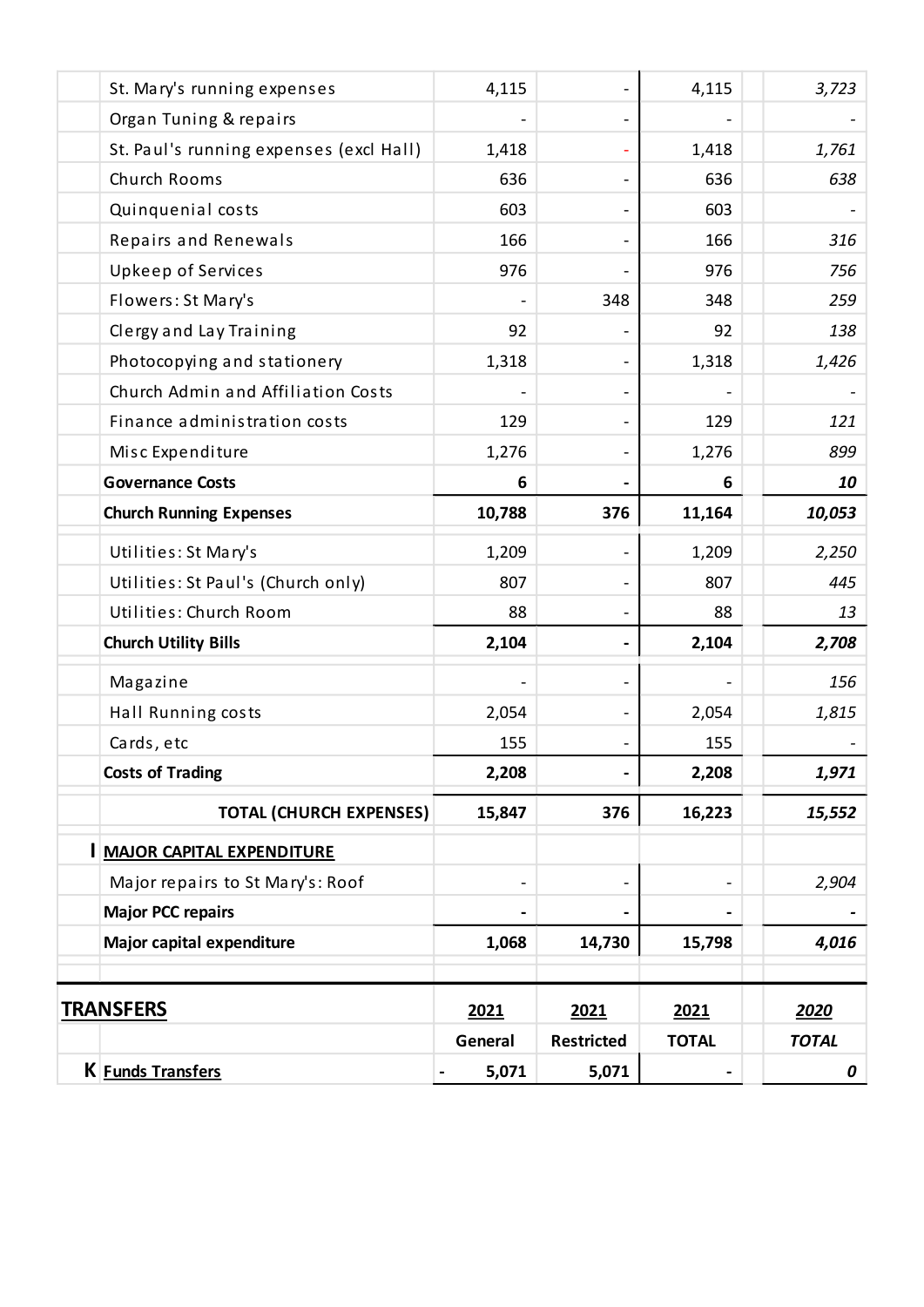| | | | | | |
|---|---|---|---|---|---|
| | St. Mary's running expenses | 4,115 | - | 4,115 | *3,723* |
| | Organ Tuning & repairs | - | - | - | *-* |
| | St. Paul's running expenses (excl Hall) | 1,418 | - | 1,418 | *1,761* |
| | Church Rooms | 636 | - | 636 | *638* |
| | Quinquenial costs | 603 | - | 603 | *-* |
| | Repairs and Renewals | 166 | - | 166 | *316* |
| | Upkeep of Services | 976 | - | 976 | *756* |
| | Flowers: St Mary's | - | 348 | 348 | *259* |
| | Clergy and Lay Training | 92 | - | 92 | *138* |
| | Photocopying and stationery | 1,318 | - | 1,318 | *1,426* |
| | Church Admin and Affiliation Costs | - | - | - | *-* |
| | Finance administration costs | 129 | - | 129 | *121* |
| | Misc Expenditure | 1,276 | - | 1,276 | *899* |
| | **Governance Costs** | **6** | **-** | **6** | ***10*** |
| | **Church Running Expenses** | **10,788** | **376** | **11,164** | ***10,053*** |
| | Utilities: St Mary's | 1,209 | - | 1,209 | *2,250* |
| | Utilities: St Paul's (Church only) | 807 | - | 807 | *445* |
| | Utilities: Church Room | 88 | - | 88 | *13* |
| | **Church Utility Bills** | **2,104** | **-** | **2,104** | ***2,708*** |
| | Magazine | - | - | - | *156* |
| | Hall Running costs | 2,054 | - | 2,054 | *1,815* |
| | Cards, etc | 155 | - | 155 | *-* |
| | **Costs of Trading** | **2,208** | **-** | **2,208** | ***1,971*** |
| | **TOTAL (CHURCH EXPENSES)** | **15,847** | **376** | **16,223** | ***15,552*** |
| **I** | **MAJOR CAPITAL EXPENDITURE** | | | | |
| | Major repairs to St Mary's: Roof | - | - | - | *2,904* |
| | **Major PCC repairs** | **-** | **-** | **-** | ***-*** |
| | **Major capital expenditure** | **1,068** | **14,730** | **15,798** | ***4,016*** |

| **TRANSFERS** | | **2021** | **2021** | **2021** | ***2020*** |
|---|---|---|---|---|---|
| | | **General** | **Restricted** | **TOTAL** | ***TOTAL*** |
| **K** | **Funds Transfers** | **- 5,071** | **5,071** | **-** | ***0*** |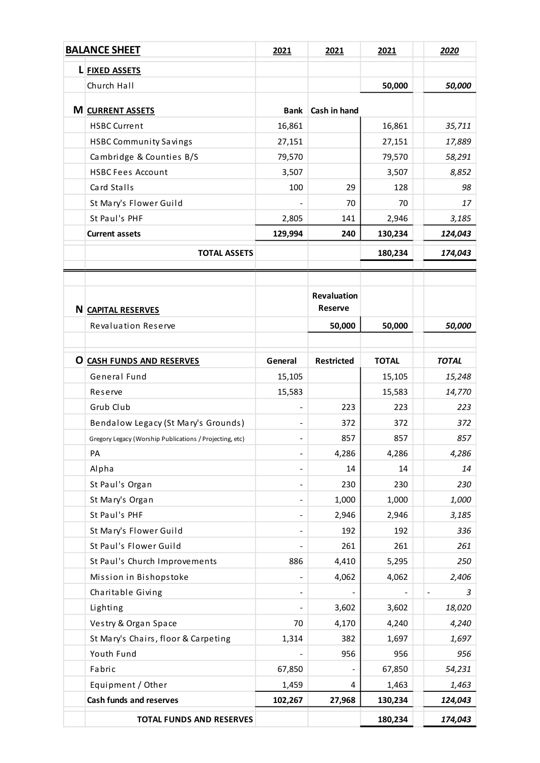| BALANCE SHEET | 2021 | 2021 | 2021 | 2020 |
|---|---|---|---|---|
| **L FIXED ASSETS** | | | | |
| Church Hall | | | **50,000** | ***50,000*** |
| **M CURRENT ASSETS** | **Bank** | **Cash in hand** | | |
| HSBC Current | 16,861 | | 16,861 | *35,711* |
| HSBC Community Savings | 27,151 | | 27,151 | *17,889* |
| Cambridge & Counties B/S | 79,570 | | 79,570 | *58,291* |
| HSBC Fees Account | 3,507 | | 3,507 | *8,852* |
| Card Stalls | 100 | 29 | 128 | *98* |
| St Mary's Flower Guild | - | 70 | 70 | *17* |
| St Paul's PHF | 2,805 | 141 | 2,946 | *3,185* |
| **Current assets** | **129,994** | **240** | **130,234** | ***124,043*** |
| **TOTAL ASSETS** | | | **180,234** | ***174,043*** |
| | | | | |
| **N CAPITAL RESERVES** | | **Revaluation Reserve** | | |
| Revaluation Reserve | | **50,000** | **50,000** | ***50,000*** |
| | | | | |
| **O CASH FUNDS AND RESERVES** | **General** | **Restricted** | **TOTAL** | ***TOTAL*** |
| General Fund | 15,105 | | 15,105 | *15,248* |
| Reserve | 15,583 | | 15,583 | *14,770* |
| Grub Club | - | 223 | 223 | *223* |
| Bendalow Legacy (St Mary's Grounds) | - | 372 | 372 | *372* |
| Gregory Legacy (Worship Publications / Projecting, etc) | - | 857 | 857 | *857* |
| PA | - | 4,286 | 4,286 | *4,286* |
| Alpha | - | 14 | 14 | *14* |
| St Paul's Organ | - | 230 | 230 | *230* |
| St Mary's Organ | - | 1,000 | 1,000 | *1,000* |
| St Paul's PHF | - | 2,946 | 2,946 | *3,185* |
| St Mary's Flower Guild | - | 192 | 192 | *336* |
| St Paul's Flower Guild | - | 261 | 261 | *261* |
| St Paul's Church Improvements | 886 | 4,410 | 5,295 | *250* |
| Mission in Bishopstoke | - | 4,062 | 4,062 | *2,406* |
| Charitable Giving | - | - | - | *- 3* |
| Lighting | - | 3,602 | 3,602 | *18,020* |
| Vestry & Organ Space | 70 | 4,170 | 4,240 | *4,240* |
| St Mary's Chairs, floor & Carpeting | 1,314 | 382 | 1,697 | *1,697* |
| Youth Fund | - | 956 | 956 | *956* |
| Fabric | 67,850 | - | 67,850 | *54,231* |
| Equipment / Other | 1,459 | 4 | 1,463 | *1,463* |
| **Cash funds and reserves** | **102,267** | **27,968** | **130,234** | ***124,043*** |
| **TOTAL FUNDS AND RESERVES** | | | **180,234** | ***174,043*** |